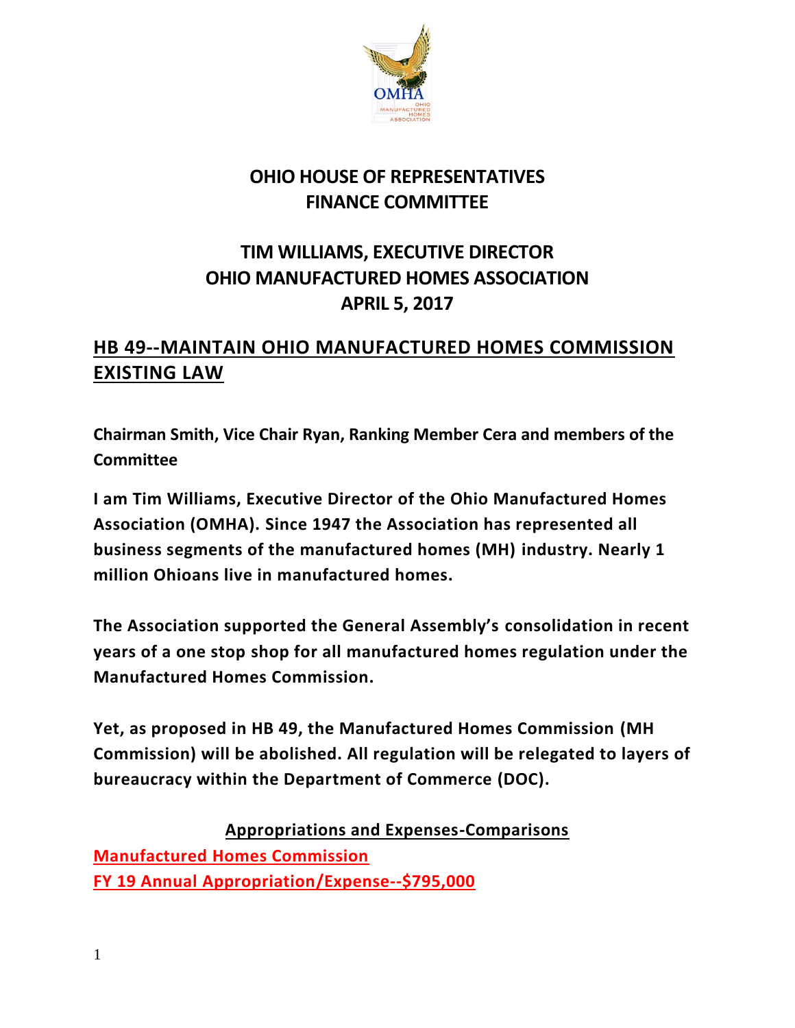# OHIO HOUSE OF REPRESENTATIVES
# FINANCE COMMITTEE

## TIM WILLIAMS, EXECUTIVE DIRECTOR
## OHIO MANUFACTURED HOMES ASSOCIATION
## APRIL 5, 2017

## HB 49--MAINTAIN OHIO MANUFACTURED HOMES COMMISSION EXISTING LAW

**Chairman Smith, Vice Chair Ryan, Ranking Member Cera and members of the Committee**

**I am Tim Williams, Executive Director of the Ohio Manufactured Homes Association (OMHA). Since 1947 the Association has represented all business segments of the manufactured homes (MH) industry. Nearly 1 million Ohioans live in manufactured homes.**

**The Association supported the General Assembly's consolidation in recent years of a one stop shop for all manufactured homes regulation under the Manufactured Homes Commission.**

**Yet, as proposed in HB 49, the Manufactured Homes Commission (MH Commission) will be abolished. All regulation will be relegated to layers of bureaucracy within the Department of Commerce (DOC).**

**Appropriations and Expenses-Comparisons**

**Manufactured Homes Commission**
**FY 19 Annual Appropriation/Expense--$795,000**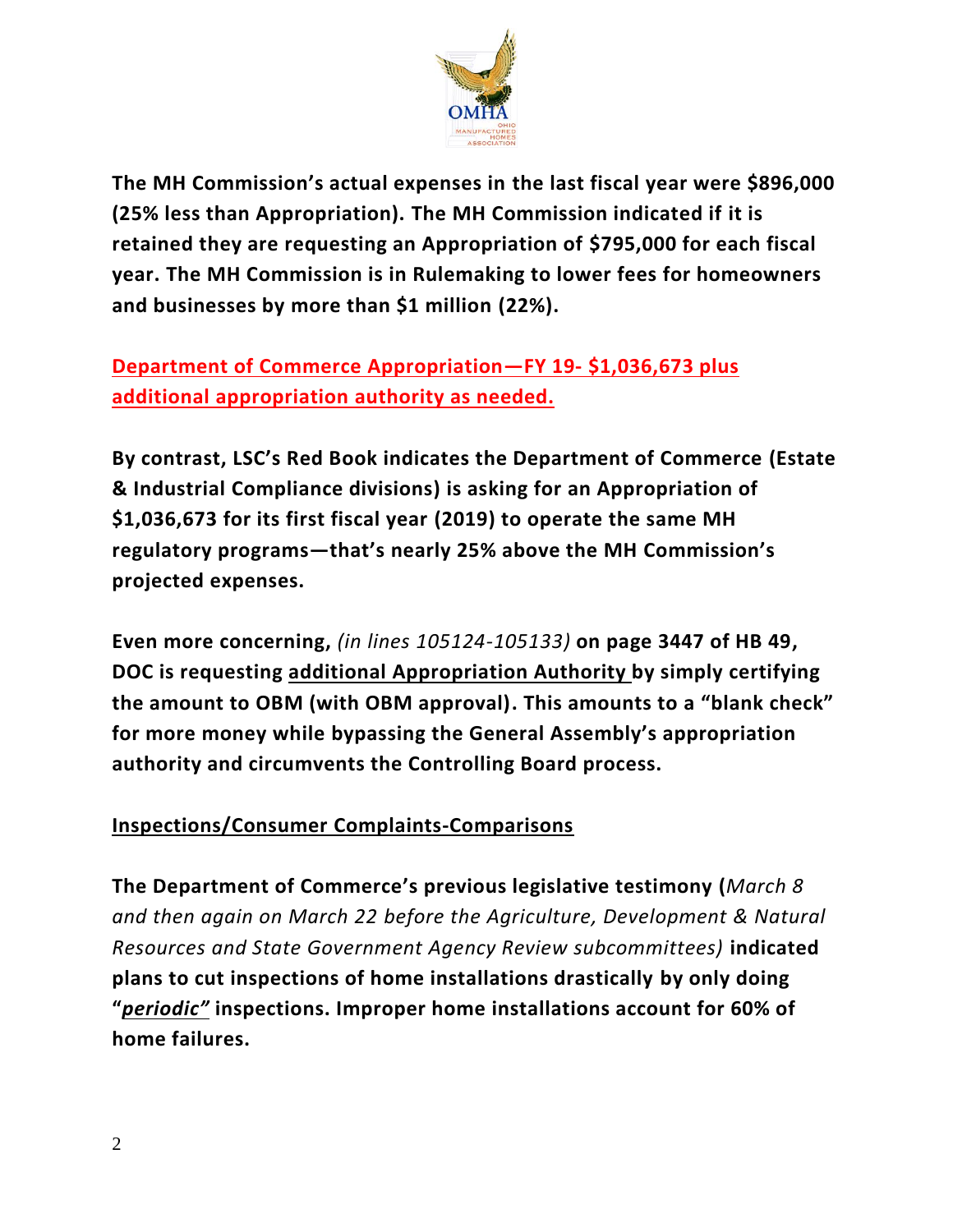**The MH Commission's actual expenses in the last fiscal year were $896,000 (25% less than Appropriation). The MH Commission indicated if it is retained they are requesting an Appropriation of $795,000 for each fiscal year. The MH Commission is in Rulemaking to lower fees for homeowners and businesses by more than $1 million (22%).**

**Department of Commerce Appropriation—FY 19- $1,036,673 plus additional appropriation authority as needed.**

**By contrast, LSC's Red Book indicates the Department of Commerce (Estate & Industrial Compliance divisions) is asking for an Appropriation of $1,036,673 for its first fiscal year (2019) to operate the same MH regulatory programs—that's nearly 25% above the MH Commission's projected expenses.**

**Even more concerning,** *(in lines 105124-105133)* **on page 3447 of HB 49, DOC is requesting additional Appropriation Authority by simply certifying the amount to OBM (with OBM approval). This amounts to a "blank check" for more money while bypassing the General Assembly's appropriation authority and circumvents the Controlling Board process.**

**Inspections/Consumer Complaints-Comparisons**

**The Department of Commerce's previous legislative testimony (***March 8 and then again on March 22 before the Agriculture, Development & Natural Resources and State Government Agency Review subcommittees)* **indicated plans to cut inspections of home installations drastically by only doing "*periodic*" inspections. Improper home installations account for 60% of home failures.**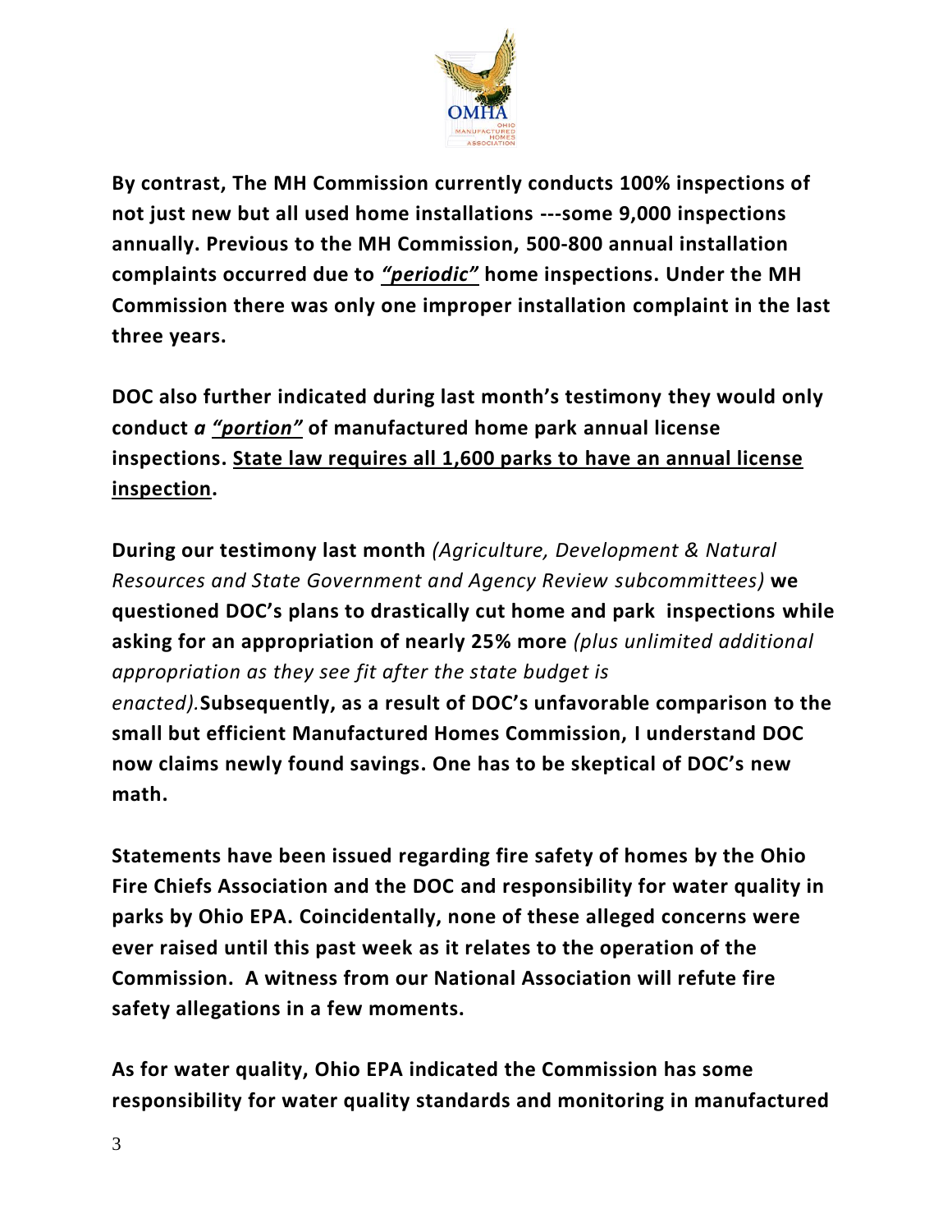**By contrast, The MH Commission currently conducts 100% inspections of not just new but all used home installations ---some 9,000 inspections annually. Previous to the MH Commission, 500-800 annual installation complaints occurred due to *<u>"periodic"</u>* home inspections. Under the MH Commission there was only one improper installation complaint in the last three years.**

**DOC also further indicated during last month's testimony they would only conduct *a <u>"portion"</u>* of manufactured home park annual license inspections. <u>State law requires all 1,600 parks to have an annual license inspection</u>.**

**During our testimony last month** *(Agriculture, Development & Natural Resources and State Government and Agency Review subcommittees)* **we questioned DOC's plans to drastically cut home and park inspections while asking for an appropriation of nearly 25% more** *(plus unlimited additional appropriation as they see fit after the state budget is enacted).* **Subsequently, as a result of DOC's unfavorable comparison to the small but efficient Manufactured Homes Commission, I understand DOC now claims newly found savings. One has to be skeptical of DOC's new math.**

**Statements have been issued regarding fire safety of homes by the Ohio Fire Chiefs Association and the DOC and responsibility for water quality in parks by Ohio EPA. Coincidentally, none of these alleged concerns were ever raised until this past week as it relates to the operation of the Commission. A witness from our National Association will refute fire safety allegations in a few moments.**

**As for water quality, Ohio EPA indicated the Commission has some responsibility for water quality standards and monitoring in manufactured**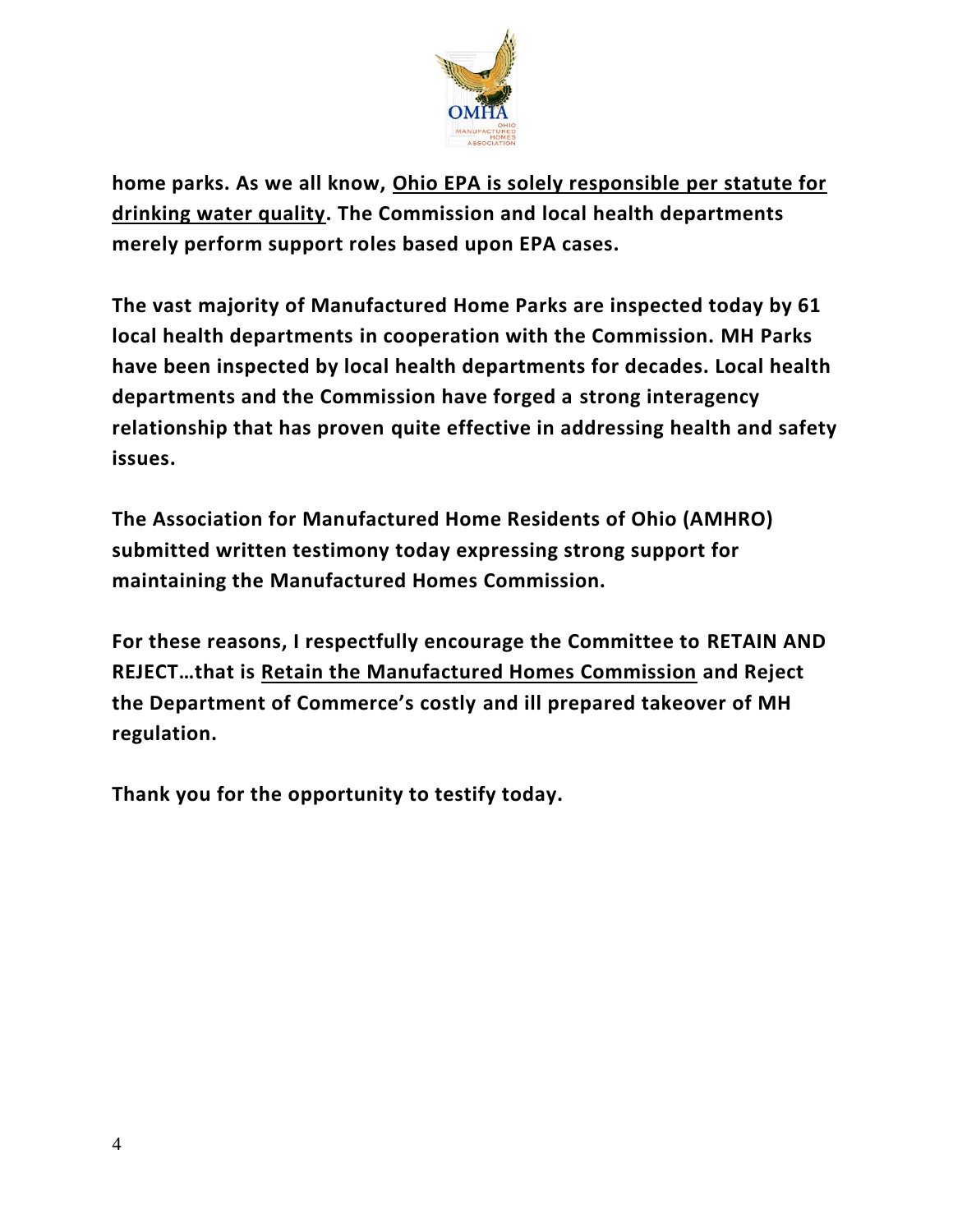**home parks. As we all know, <u>Ohio EPA is solely responsible per statute for drinking water quality</u>. The Commission and local health departments merely perform support roles based upon EPA cases.**

**The vast majority of Manufactured Home Parks are inspected today by 61 local health departments in cooperation with the Commission. MH Parks have been inspected by local health departments for decades. Local health departments and the Commission have forged a strong interagency relationship that has proven quite effective in addressing health and safety issues.**

**The Association for Manufactured Home Residents of Ohio (AMHRO) submitted written testimony today expressing strong support for maintaining the Manufactured Homes Commission.**

**For these reasons, I respectfully encourage the Committee to RETAIN AND REJECT…that is <u>Retain the Manufactured Homes Commission</u> and Reject the Department of Commerce's costly and ill prepared takeover of MH regulation.**

**Thank you for the opportunity to testify today.**